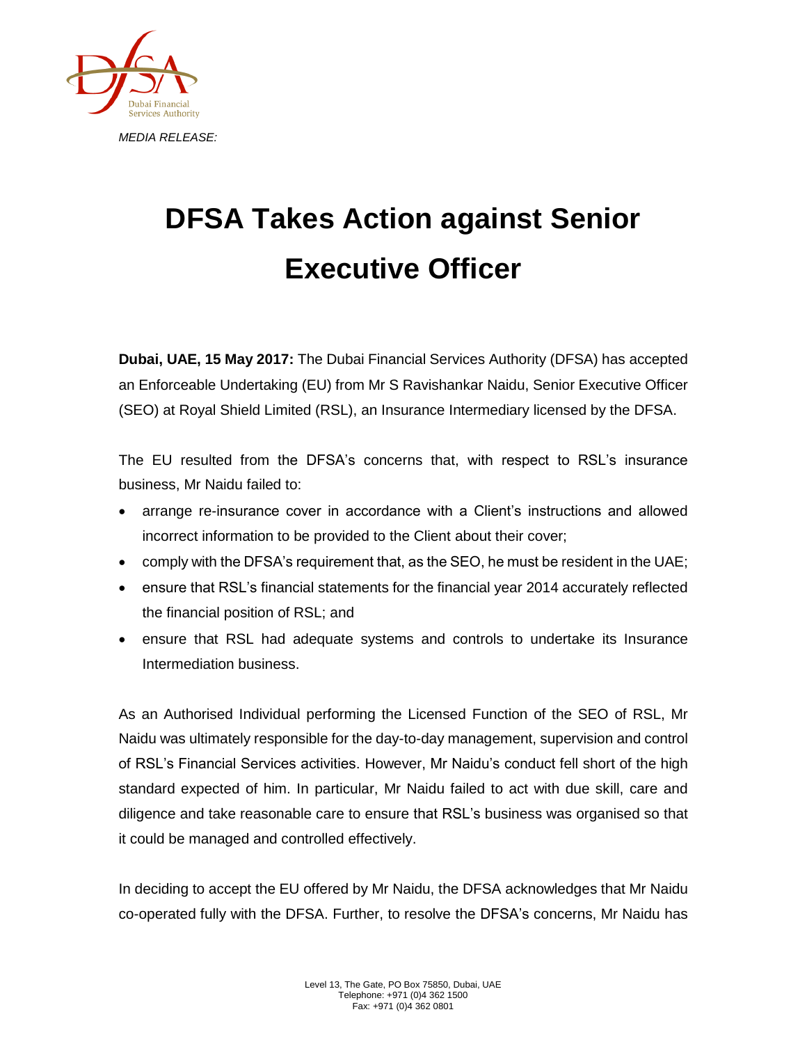*MEDIA RELEASE:*

# DFSA Takes Action against Senior Executive Officer

**Dubai, UAE, 15 May 2017:** The Dubai Financial Services Authority (DFSA) has accepted an Enforceable Undertaking (EU) from Mr S Ravishankar Naidu, Senior Executive Officer (SEO) at Royal Shield Limited (RSL), an Insurance Intermediary licensed by the DFSA.

The EU resulted from the DFSA's concerns that, with respect to RSL's insurance business, Mr Naidu failed to:

- arrange re-insurance cover in accordance with a Client's instructions and allowed incorrect information to be provided to the Client about their cover;
- comply with the DFSA's requirement that, as the SEO, he must be resident in the UAE;
- ensure that RSL's financial statements for the financial year 2014 accurately reflected the financial position of RSL; and
- ensure that RSL had adequate systems and controls to undertake its Insurance Intermediation business.

As an Authorised Individual performing the Licensed Function of the SEO of RSL, Mr Naidu was ultimately responsible for the day-to-day management, supervision and control of RSL's Financial Services activities. However, Mr Naidu's conduct fell short of the high standard expected of him. In particular, Mr Naidu failed to act with due skill, care and diligence and take reasonable care to ensure that RSL's business was organised so that it could be managed and controlled effectively.

In deciding to accept the EU offered by Mr Naidu, the DFSA acknowledges that Mr Naidu co-operated fully with the DFSA. Further, to resolve the DFSA's concerns, Mr Naidu has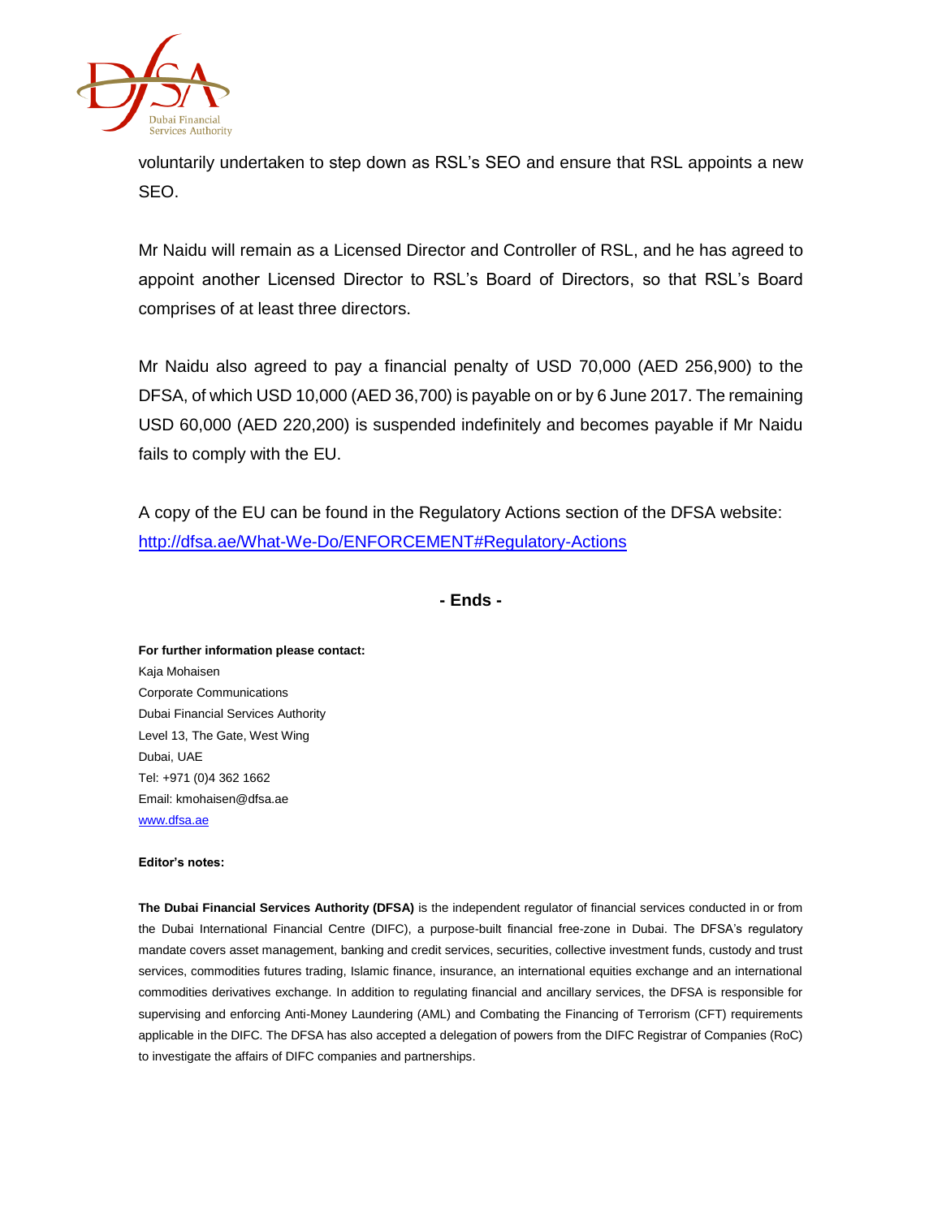voluntarily undertaken to step down as RSL's SEO and ensure that RSL appoints a new SEO.

Mr Naidu will remain as a Licensed Director and Controller of RSL, and he has agreed to appoint another Licensed Director to RSL's Board of Directors, so that RSL's Board comprises of at least three directors.

Mr Naidu also agreed to pay a financial penalty of USD 70,000 (AED 256,900) to the DFSA, of which USD 10,000 (AED 36,700) is payable on or by 6 June 2017. The remaining USD 60,000 (AED 220,200) is suspended indefinitely and becomes payable if Mr Naidu fails to comply with the EU.

A copy of the EU can be found in the Regulatory Actions section of the DFSA website: http://dfsa.ae/What-We-Do/ENFORCEMENT#Regulatory-Actions

**- Ends -**

**For further information please contact:**
Kaja Mohaisen
Corporate Communications
Dubai Financial Services Authority
Level 13, The Gate, West Wing
Dubai, UAE
Tel: +971 (0)4 362 1662
Email: kmohaisen@dfsa.ae
www.dfsa.ae

**Editor's notes:**

**The Dubai Financial Services Authority (DFSA)** is the independent regulator of financial services conducted in or from the Dubai International Financial Centre (DIFC), a purpose-built financial free-zone in Dubai. The DFSA's regulatory mandate covers asset management, banking and credit services, securities, collective investment funds, custody and trust services, commodities futures trading, Islamic finance, insurance, an international equities exchange and an international commodities derivatives exchange. In addition to regulating financial and ancillary services, the DFSA is responsible for supervising and enforcing Anti-Money Laundering (AML) and Combating the Financing of Terrorism (CFT) requirements applicable in the DIFC. The DFSA has also accepted a delegation of powers from the DIFC Registrar of Companies (RoC) to investigate the affairs of DIFC companies and partnerships.